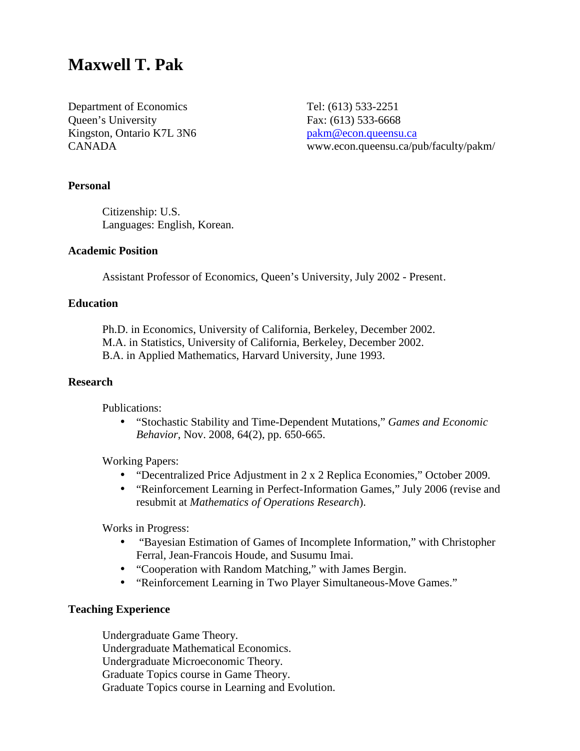# Maxwell T. Pak

Department of Economics
Queen's University
Kingston, Ontario K7L 3N6
CANADA

Tel: (613) 533-2251
Fax: (613) 533-6668
pakm@econ.queensu.ca
www.econ.queensu.ca/pub/faculty/pakm/

## Personal

Citizenship: U.S.
Languages: English, Korean.

## Academic Position

Assistant Professor of Economics, Queen's University, July 2002 - Present.

## Education

Ph.D. in Economics, University of California, Berkeley, December 2002.
M.A. in Statistics, University of California, Berkeley, December 2002.
B.A. in Applied Mathematics, Harvard University, June 1993.

## Research

Publications:

- "Stochastic Stability and Time-Dependent Mutations," *Games and Economic Behavior*, Nov. 2008, 64(2), pp. 650-665.

Working Papers:

- "Decentralized Price Adjustment in 2 x 2 Replica Economies," October 2009.
- "Reinforcement Learning in Perfect-Information Games," July 2006 (revise and resubmit at *Mathematics of Operations Research*).

Works in Progress:

- "Bayesian Estimation of Games of Incomplete Information," with Christopher Ferral, Jean-Francois Houde, and Susumu Imai.
- "Cooperation with Random Matching," with James Bergin.
- "Reinforcement Learning in Two Player Simultaneous-Move Games."

## Teaching Experience

Undergraduate Game Theory.
Undergraduate Mathematical Economics.
Undergraduate Microeconomic Theory.
Graduate Topics course in Game Theory.
Graduate Topics course in Learning and Evolution.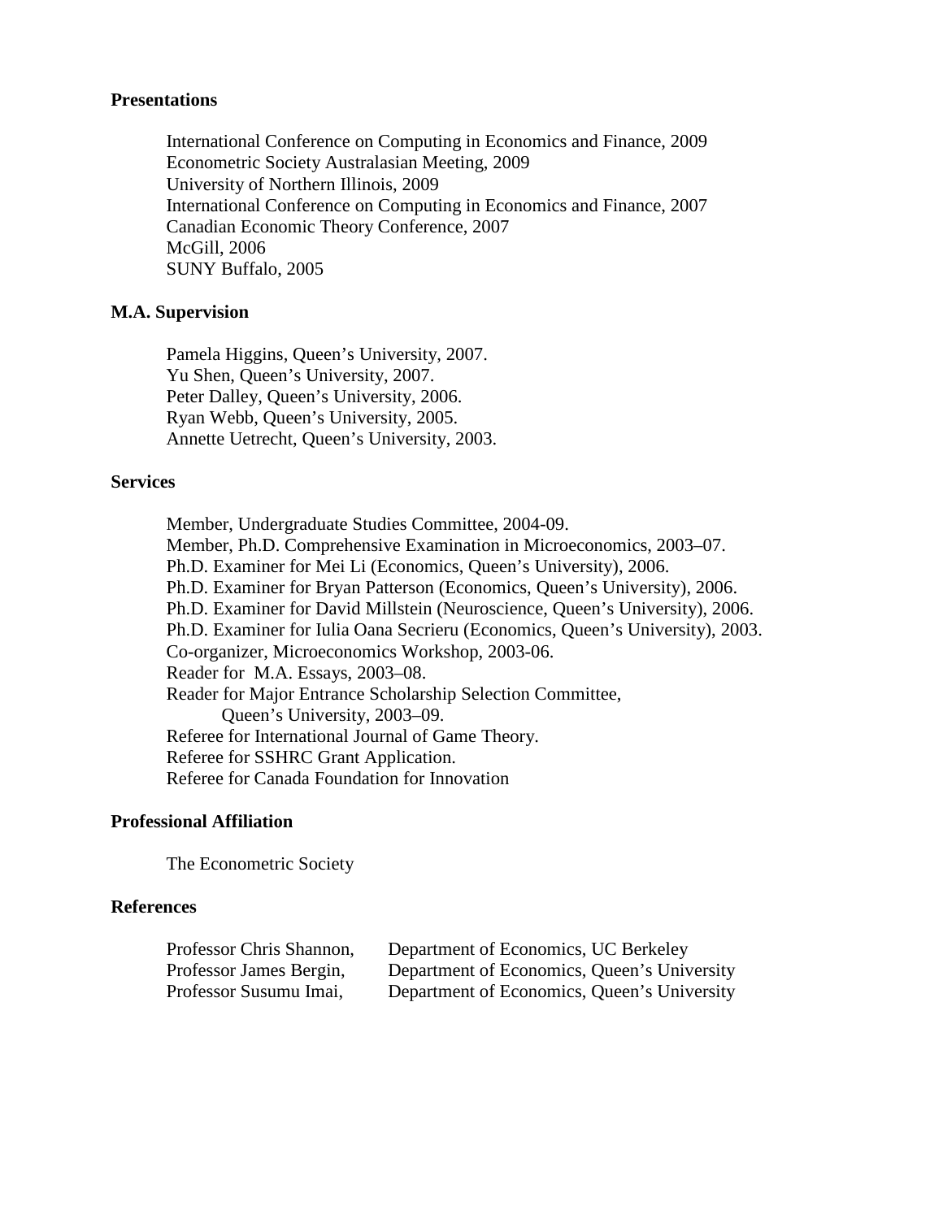### Presentations

International Conference on Computing in Economics and Finance, 2009
Econometric Society Australasian Meeting, 2009
University of Northern Illinois, 2009
International Conference on Computing in Economics and Finance, 2007
Canadian Economic Theory Conference, 2007
McGill, 2006
SUNY Buffalo, 2005

### M.A. Supervision

Pamela Higgins, Queen's University, 2007.
Yu Shen, Queen's University, 2007.
Peter Dalley, Queen's University, 2006.
Ryan Webb, Queen's University, 2005.
Annette Uetrecht, Queen's University, 2003.

### Services

Member, Undergraduate Studies Committee, 2004-09.
Member, Ph.D. Comprehensive Examination in Microeconomics, 2003–07.
Ph.D. Examiner for Mei Li (Economics, Queen's University), 2006.
Ph.D. Examiner for Bryan Patterson (Economics, Queen's University), 2006.
Ph.D. Examiner for David Millstein (Neuroscience, Queen's University), 2006.
Ph.D. Examiner for Iulia Oana Secrieru (Economics, Queen's University), 2003.
Co-organizer, Microeconomics Workshop, 2003-06.
Reader for M.A. Essays, 2003–08.
Reader for Major Entrance Scholarship Selection Committee,
Queen's University, 2003–09.
Referee for International Journal of Game Theory.
Referee for SSHRC Grant Application.
Referee for Canada Foundation for Innovation

### Professional Affiliation

The Econometric Society

### References

| | |
|---|---|
| Professor Chris Shannon, | Department of Economics, UC Berkeley |
| Professor James Bergin, | Department of Economics, Queen's University |
| Professor Susumu Imai, | Department of Economics, Queen's University |